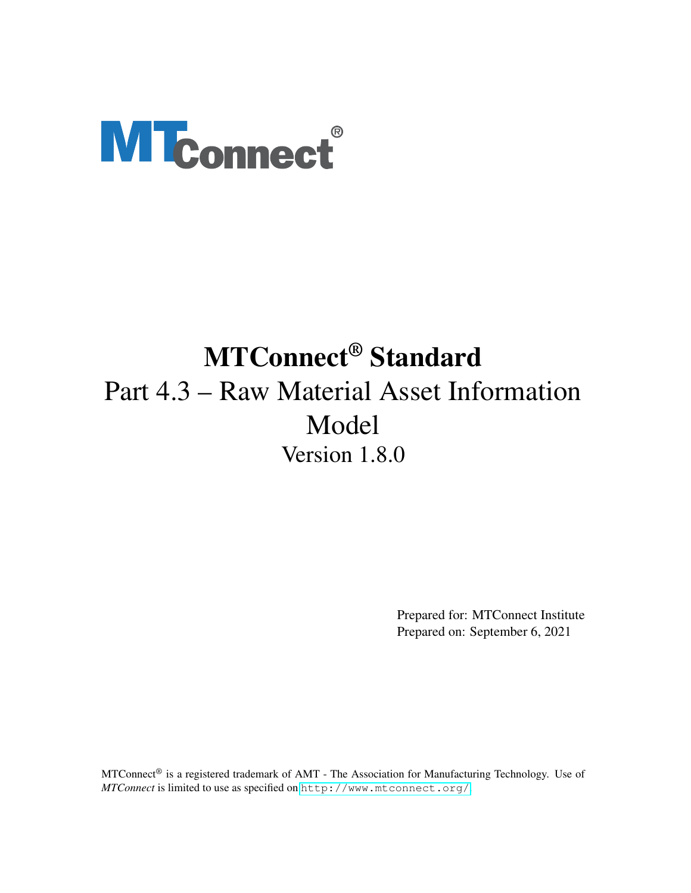# MTConnect® Standard

## Part 4.3 – Raw Material Asset Information Model

### Version 1.8.0

Prepared for: MTConnect Institute
Prepared on: September 6, 2021

MTConnect® is a registered trademark of AMT - The Association for Manufacturing Technology. Use of *MTConnect* is limited to use as specified on http://www.mtconnect.org/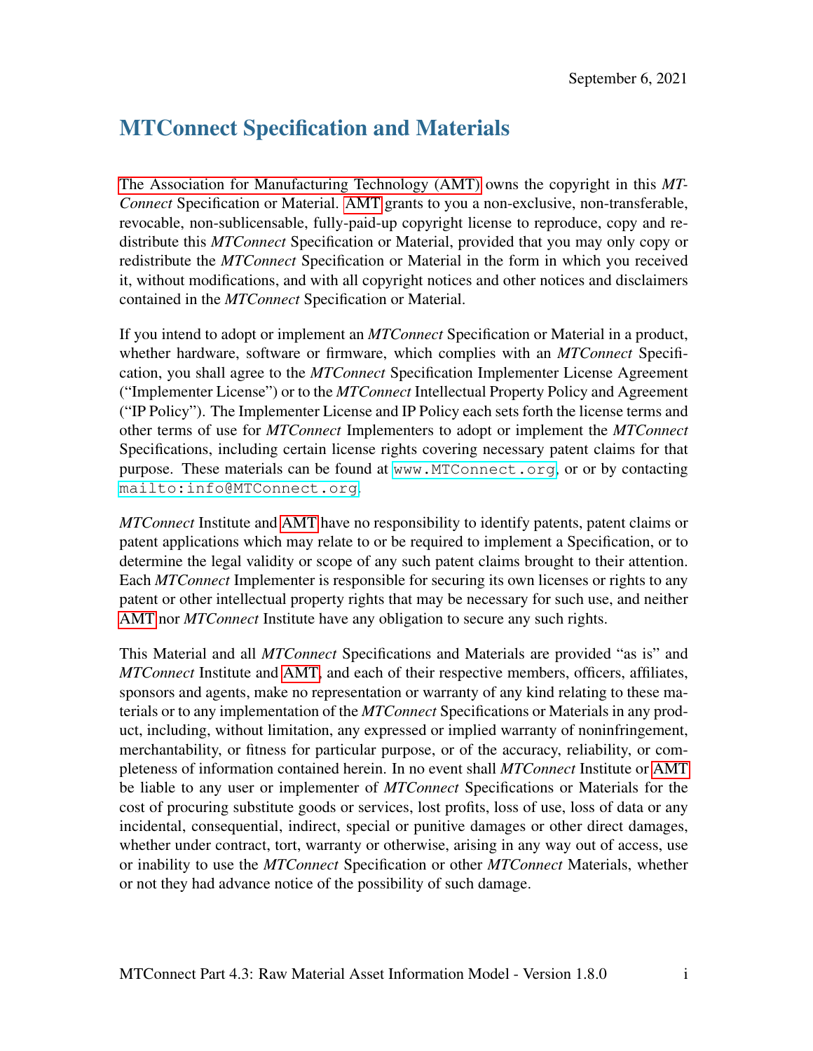September 6, 2021

# MTConnect Specification and Materials

The Association for Manufacturing Technology (AMT) owns the copyright in this *MTConnect* Specification or Material. AMT grants to you a non-exclusive, non-transferable, revocable, non-sublicensable, fully-paid-up copyright license to reproduce, copy and redistribute this *MTConnect* Specification or Material, provided that you may only copy or redistribute the *MTConnect* Specification or Material in the form in which you received it, without modifications, and with all copyright notices and other notices and disclaimers contained in the *MTConnect* Specification or Material.

If you intend to adopt or implement an *MTConnect* Specification or Material in a product, whether hardware, software or firmware, which complies with an *MTConnect* Specification, you shall agree to the *MTConnect* Specification Implementer License Agreement ("Implementer License") or to the *MTConnect* Intellectual Property Policy and Agreement ("IP Policy"). The Implementer License and IP Policy each sets forth the license terms and other terms of use for *MTConnect* Implementers to adopt or implement the *MTConnect* Specifications, including certain license rights covering necessary patent claims for that purpose. These materials can be found at `www.MTConnect.org`, or or by contacting `mailto:info@MTConnect.org`.

*MTConnect* Institute and AMT have no responsibility to identify patents, patent claims or patent applications which may relate to or be required to implement a Specification, or to determine the legal validity or scope of any such patent claims brought to their attention. Each *MTConnect* Implementer is responsible for securing its own licenses or rights to any patent or other intellectual property rights that may be necessary for such use, and neither AMT nor *MTConnect* Institute have any obligation to secure any such rights.

This Material and all *MTConnect* Specifications and Materials are provided "as is" and *MTConnect* Institute and AMT, and each of their respective members, officers, affiliates, sponsors and agents, make no representation or warranty of any kind relating to these materials or to any implementation of the *MTConnect* Specifications or Materials in any product, including, without limitation, any expressed or implied warranty of noninfringement, merchantability, or fitness for particular purpose, or of the accuracy, reliability, or completeness of information contained herein. In no event shall *MTConnect* Institute or AMT be liable to any user or implementer of *MTConnect* Specifications or Materials for the cost of procuring substitute goods or services, lost profits, loss of use, loss of data or any incidental, consequential, indirect, special or punitive damages or other direct damages, whether under contract, tort, warranty or otherwise, arising in any way out of access, use or inability to use the *MTConnect* Specification or other *MTConnect* Materials, whether or not they had advance notice of the possibility of such damage.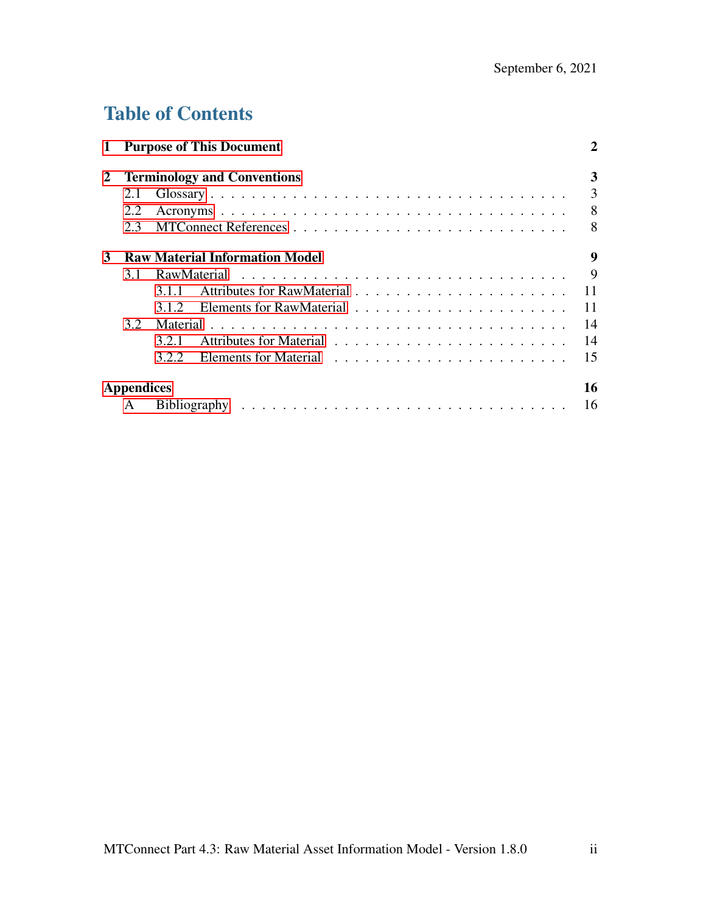# Table of Contents

**1 Purpose of This Document** **2**

**2 Terminology and Conventions** **3**

- 2.1 Glossary . . . 3
- 2.2 Acronyms . . . 8
- 2.3 MTConnect References . . . 8

**3 Raw Material Information Model** **9**

- 3.1 RawMaterial . . . 9
  - 3.1.1 Attributes for RawMaterial . . . 11
  - 3.1.2 Elements for RawMaterial . . . 11
- 3.2 Material . . . 14
  - 3.2.1 Attributes for Material . . . 14
  - 3.2.2 Elements for Material . . . 15

**Appendices** **16**

- A Bibliography . . . 16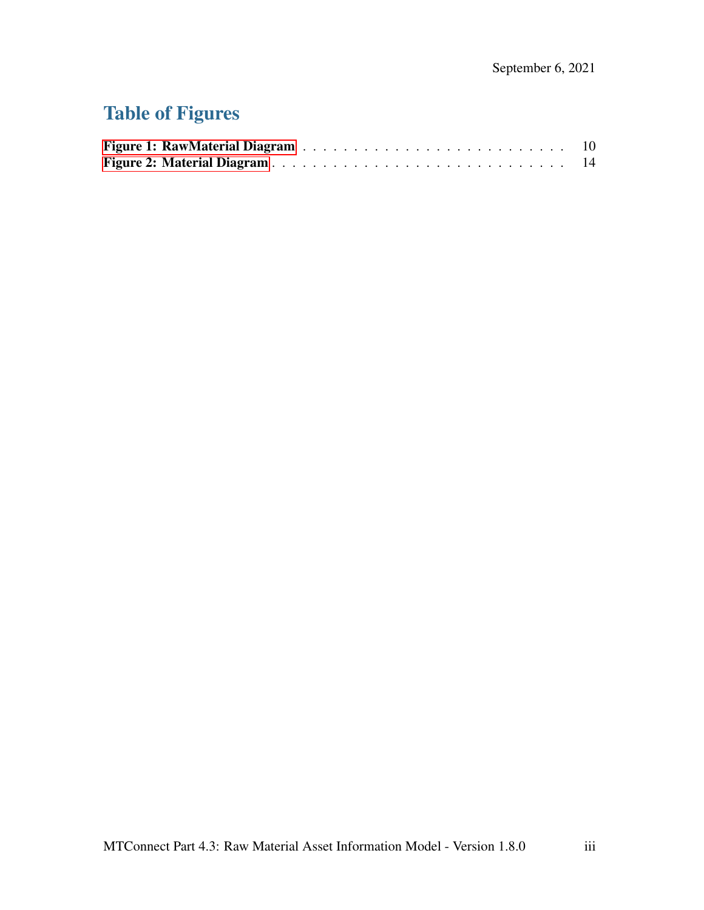## Table of Figures

Figure 1: RawMaterial Diagram . . . . . . . . . . . . . . . . . . . . . . . . . . 10
Figure 2: Material Diagram . . . . . . . . . . . . . . . . . . . . . . . . . . . . 14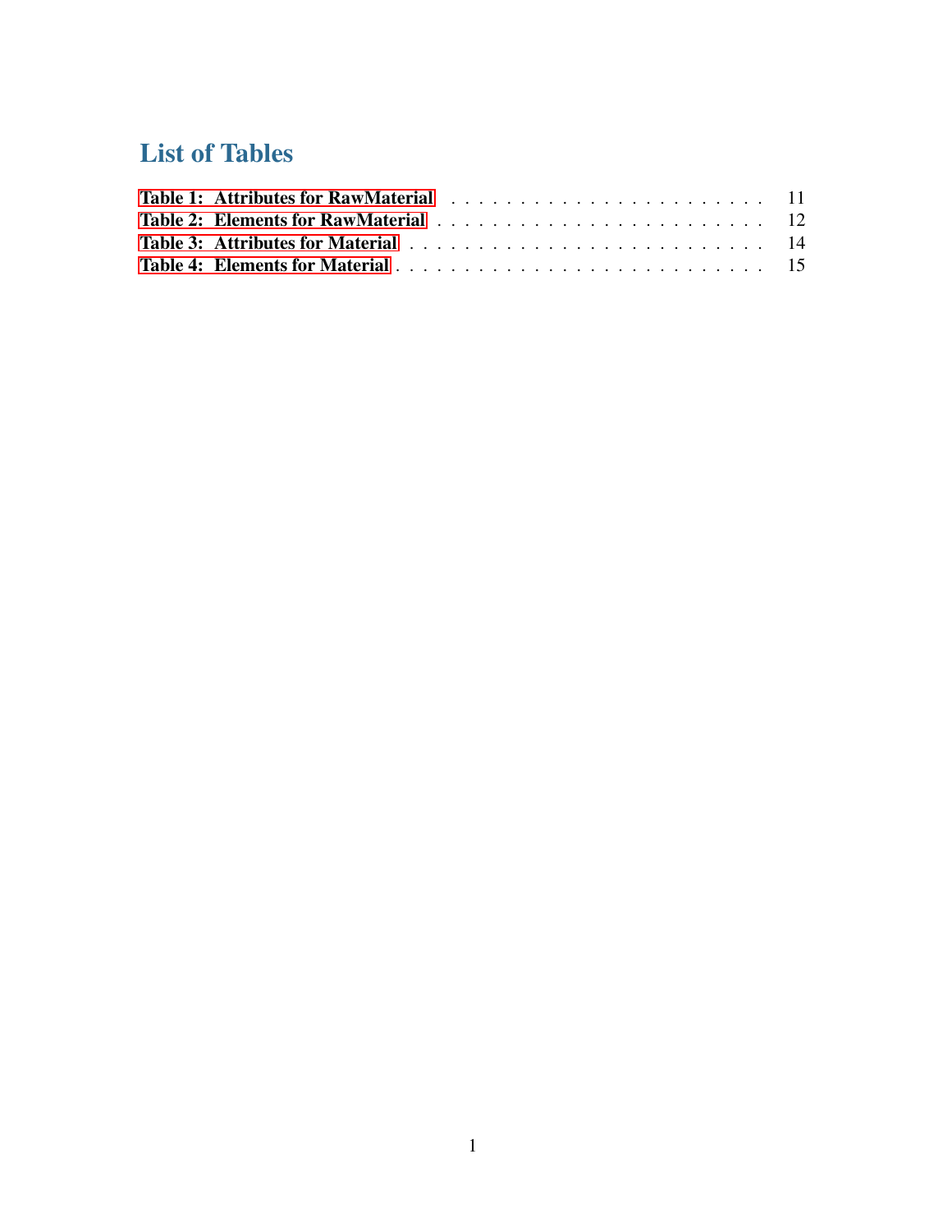# List of Tables

**Table 1: Attributes for RawMaterial** . . . . . . . . . . . . . . . . . . . . . . . 11
**Table 2: Elements for RawMaterial** . . . . . . . . . . . . . . . . . . . . . . . . 12
**Table 3: Attributes for Material** . . . . . . . . . . . . . . . . . . . . . . . . . 14
**Table 4: Elements for Material** . . . . . . . . . . . . . . . . . . . . . . . . . . 15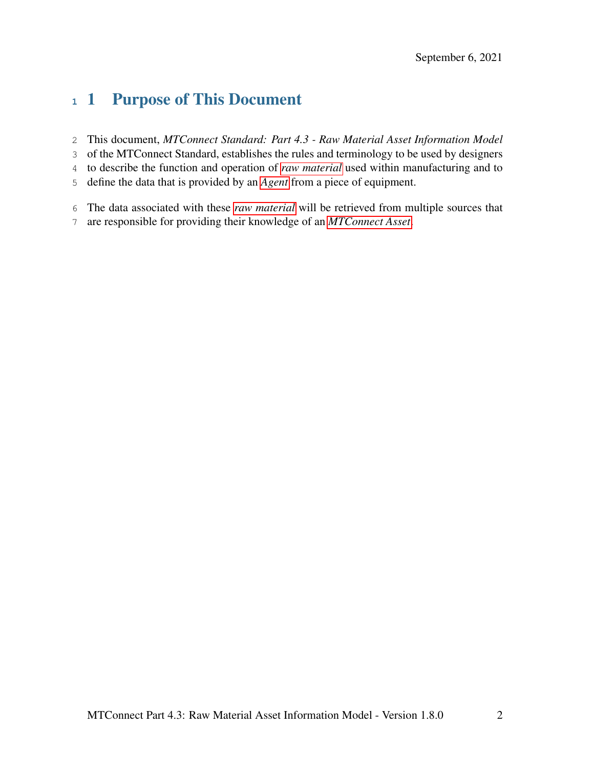# 1 Purpose of This Document

This document, *MTConnect Standard: Part 4.3 - Raw Material Asset Information Model* of the MTConnect Standard, establishes the rules and terminology to be used by designers to describe the function and operation of *raw material* used within manufacturing and to define the data that is provided by an *Agent* from a piece of equipment.

The data associated with these *raw material* will be retrieved from multiple sources that are responsible for providing their knowledge of an *MTConnect Asset*.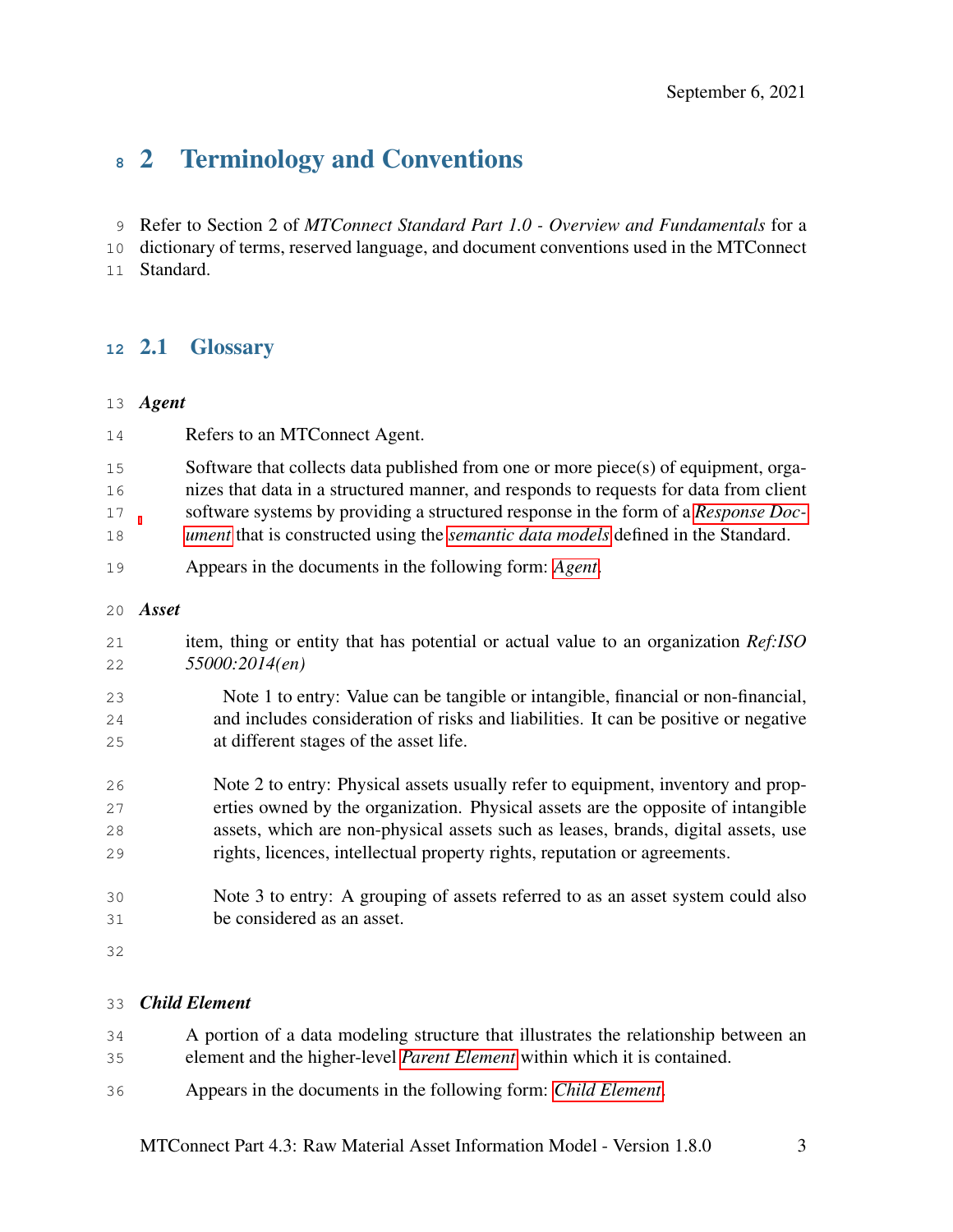# 2 Terminology and Conventions

Refer to Section 2 of *MTConnect Standard Part 1.0 - Overview and Fundamentals* for a dictionary of terms, reserved language, and document conventions used in the MTConnect Standard.

## 2.1 Glossary

***Agent***

Refers to an MTConnect Agent.

Software that collects data published from one or more piece(s) of equipment, organizes that data in a structured manner, and responds to requests for data from client software systems by providing a structured response in the form of a *Response Document* that is constructed using the *semantic data models* defined in the Standard.

Appears in the documents in the following form: *Agent*.

***Asset***

item, thing or entity that has potential or actual value to an organization *Ref:ISO 55000:2014(en)*

Note 1 to entry: Value can be tangible or intangible, financial or non-financial, and includes consideration of risks and liabilities. It can be positive or negative at different stages of the asset life.

Note 2 to entry: Physical assets usually refer to equipment, inventory and properties owned by the organization. Physical assets are the opposite of intangible assets, which are non-physical assets such as leases, brands, digital assets, use rights, licences, intellectual property rights, reputation or agreements.

Note 3 to entry: A grouping of assets referred to as an asset system could also be considered as an asset.

***Child Element***

A portion of a data modeling structure that illustrates the relationship between an element and the higher-level *Parent Element* within which it is contained.

Appears in the documents in the following form: *Child Element*.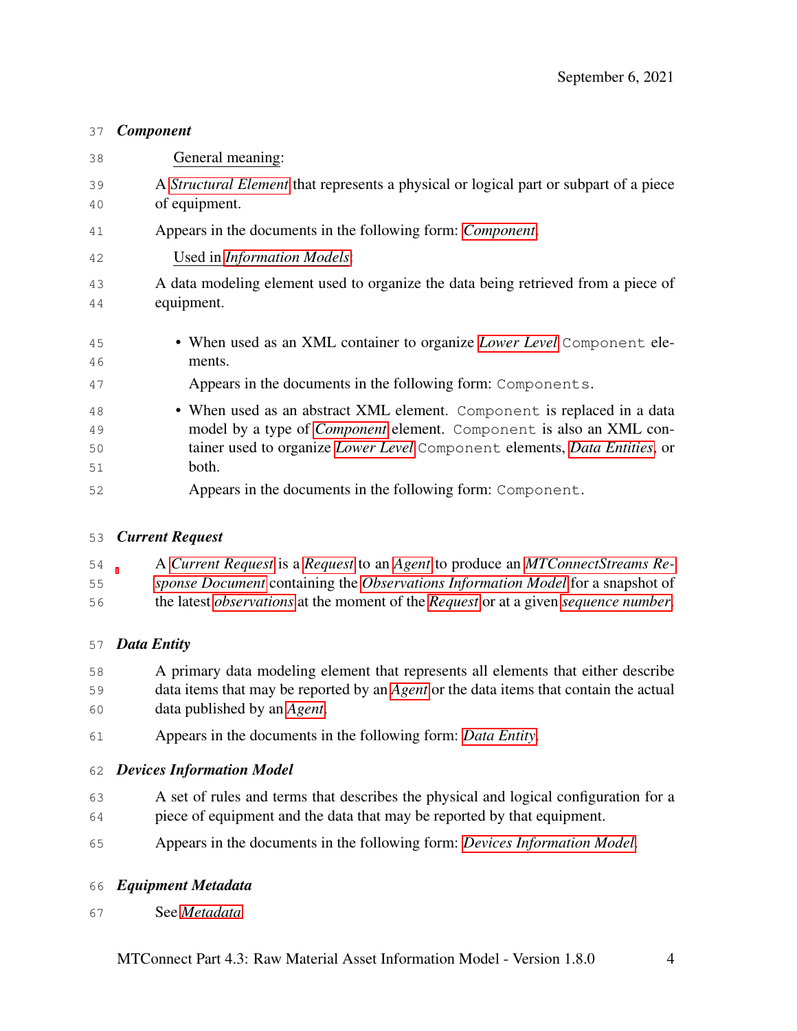***Component***

General meaning:

A *Structural Element* that represents a physical or logical part or subpart of a piece of equipment.

Appears in the documents in the following form: *Component*.

Used in *Information Models*:

A data modeling element used to organize the data being retrieved from a piece of equipment.

- When used as an XML container to organize *Lower Level* `Component` elements.

  Appears in the documents in the following form: `Components`.

- When used as an abstract XML element. `Component` is replaced in a data model by a type of *Component* element. `Component` is also an XML container used to organize *Lower Level* `Component` elements, *Data Entities*, or both.

  Appears in the documents in the following form: `Component`.

***Current Request***

A *Current Request* is a *Request* to an *Agent* to produce an *MTConnectStreams Response Document* containing the *Observations Information Model* for a snapshot of the latest *observations* at the moment of the *Request* or at a given *sequence number*.

***Data Entity***

A primary data modeling element that represents all elements that either describe data items that may be reported by an *Agent* or the data items that contain the actual data published by an *Agent*.

Appears in the documents in the following form: *Data Entity*.

***Devices Information Model***

A set of rules and terms that describes the physical and logical configuration for a piece of equipment and the data that may be reported by that equipment.

Appears in the documents in the following form: *Devices Information Model*.

***Equipment Metadata***

See *Metadata*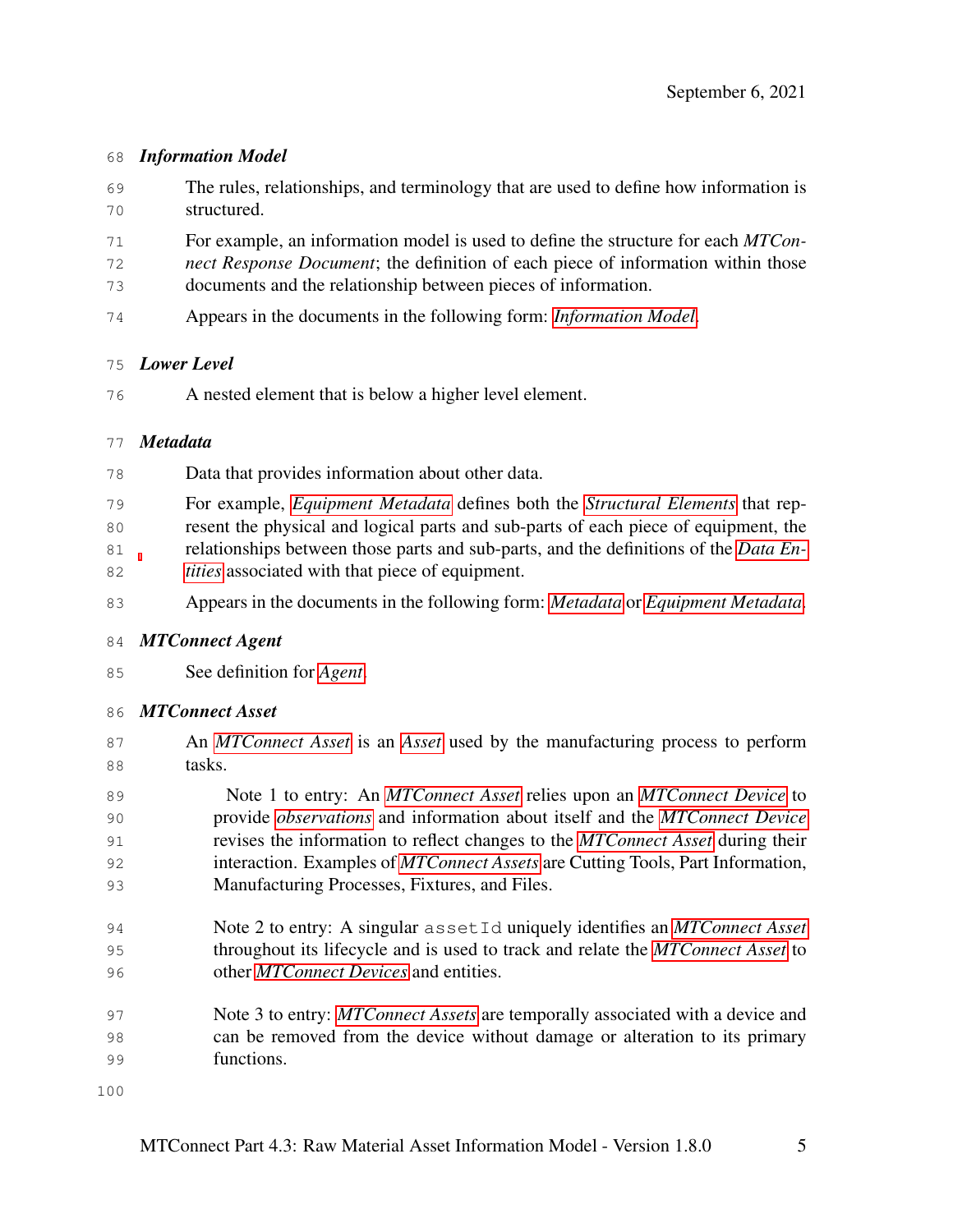***Information Model***

The rules, relationships, and terminology that are used to define how information is structured.

For example, an information model is used to define the structure for each *MTConnect Response Document*; the definition of each piece of information within those documents and the relationship between pieces of information.

Appears in the documents in the following form: *Information Model*.

***Lower Level***

A nested element that is below a higher level element.

***Metadata***

Data that provides information about other data.

For example, *Equipment Metadata* defines both the *Structural Elements* that represent the physical and logical parts and sub-parts of each piece of equipment, the relationships between those parts and sub-parts, and the definitions of the *Data Entities* associated with that piece of equipment.

Appears in the documents in the following form: *Metadata* or *Equipment Metadata*.

***MTConnect Agent***

See definition for *Agent*.

***MTConnect Asset***

An *MTConnect Asset* is an *Asset* used by the manufacturing process to perform tasks.

> Note 1 to entry: An *MTConnect Asset* relies upon an *MTConnect Device* to provide *observations* and information about itself and the *MTConnect Device* revises the information to reflect changes to the *MTConnect Asset* during their interaction. Examples of *MTConnect Assets* are Cutting Tools, Part Information, Manufacturing Processes, Fixtures, and Files.

> Note 2 to entry: A singular `assetId` uniquely identifies an *MTConnect Asset* throughout its lifecycle and is used to track and relate the *MTConnect Asset* to other *MTConnect Devices* and entities.

> Note 3 to entry: *MTConnect Assets* are temporally associated with a device and can be removed from the device without damage or alteration to its primary functions.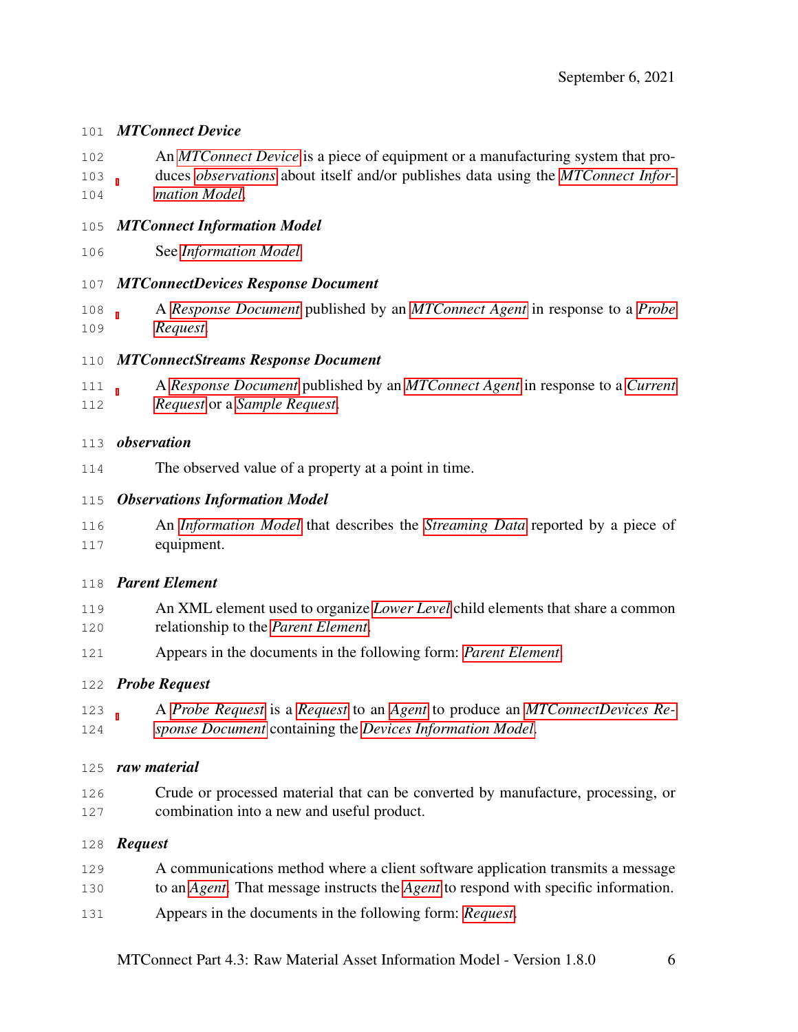***MTConnect Device***

An *MTConnect Device* is a piece of equipment or a manufacturing system that produces *observations* about itself and/or publishes data using the *MTConnect Information Model*.

***MTConnect Information Model***

See *Information Model*

***MTConnectDevices Response Document***

A *Response Document* published by an *MTConnect Agent* in response to a *Probe Request*.

***MTConnectStreams Response Document***

A *Response Document* published by an *MTConnect Agent* in response to a *Current Request* or a *Sample Request*.

***observation***

The observed value of a property at a point in time.

***Observations Information Model***

An *Information Model* that describes the *Streaming Data* reported by a piece of equipment.

***Parent Element***

An XML element used to organize *Lower Level* child elements that share a common relationship to the *Parent Element*.

Appears in the documents in the following form: *Parent Element*

***Probe Request***

A *Probe Request* is a *Request* to an *Agent* to produce an *MTConnectDevices Response Document* containing the *Devices Information Model*.

***raw material***

Crude or processed material that can be converted by manufacture, processing, or combination into a new and useful product.

***Request***

A communications method where a client software application transmits a message to an *Agent*. That message instructs the *Agent* to respond with specific information.

Appears in the documents in the following form: *Request*.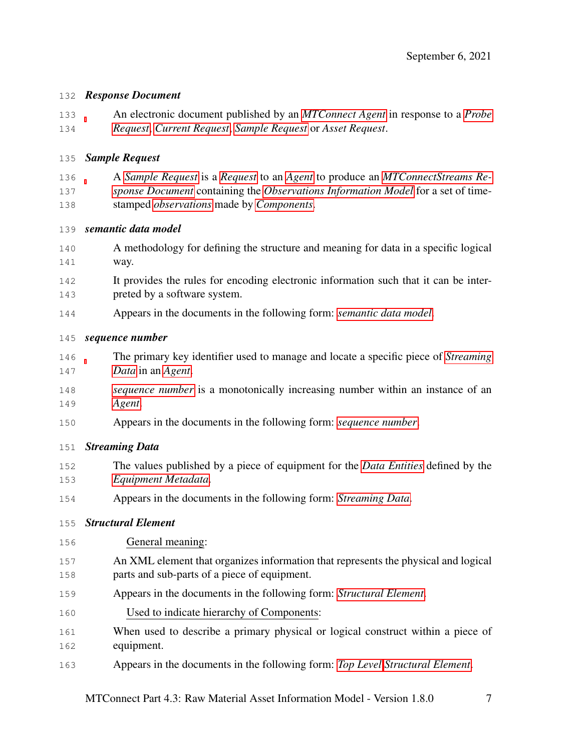***Response Document***

An electronic document published by an *MTConnect Agent* in response to a *Probe Request*, *Current Request*, *Sample Request* or *Asset Request*.

***Sample Request***

A *Sample Request* is a *Request* to an *Agent* to produce an *MTConnectStreams Response Document* containing the *Observations Information Model* for a set of timestamped *observations* made by *Components*.

***semantic data model***

A methodology for defining the structure and meaning for data in a specific logical way.

It provides the rules for encoding electronic information such that it can be interpreted by a software system.

Appears in the documents in the following form: *semantic data model*.

***sequence number***

The primary key identifier used to manage and locate a specific piece of *Streaming Data* in an *Agent*.

*sequence number* is a monotonically increasing number within an instance of an *Agent*.

Appears in the documents in the following form: *sequence number*.

***Streaming Data***

The values published by a piece of equipment for the *Data Entities* defined by the *Equipment Metadata*.

Appears in the documents in the following form: *Streaming Data*.

***Structural Element***

General meaning:

An XML element that organizes information that represents the physical and logical parts and sub-parts of a piece of equipment.

Appears in the documents in the following form: *Structural Element*.

Used to indicate hierarchy of Components:

When used to describe a primary physical or logical construct within a piece of equipment.

Appears in the documents in the following form: *Top Level Structural Element*.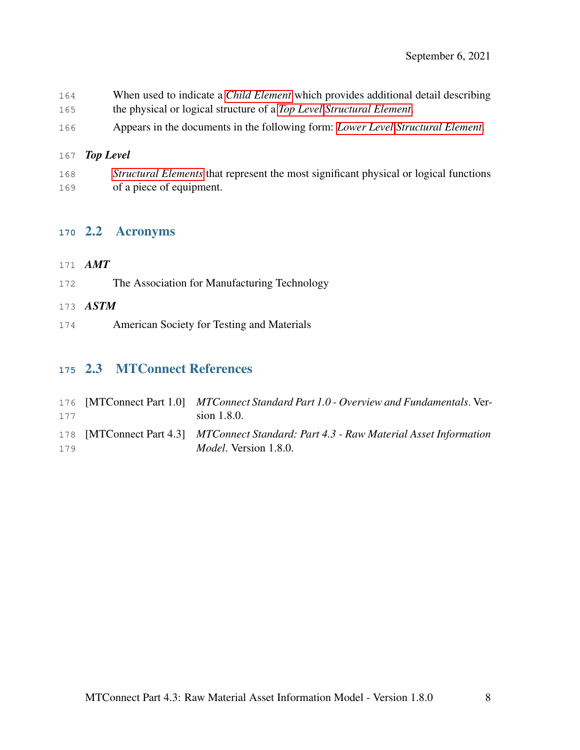When used to indicate a *Child Element* which provides additional detail describing the physical or logical structure of a *Top Level* *Structural Element*.

Appears in the documents in the following form: *Lower Level* *Structural Element*.

***Top Level***

*Structural Elements* that represent the most significant physical or logical functions of a piece of equipment.

## 2.2 Acronyms

***AMT***

The Association for Manufacturing Technology

***ASTM***

American Society for Testing and Materials

## 2.3 MTConnect References

[MTConnect Part 1.0] *MTConnect Standard Part 1.0 - Overview and Fundamentals*. Version 1.8.0.

[MTConnect Part 4.3] *MTConnect Standard: Part 4.3 - Raw Material Asset Information Model*. Version 1.8.0.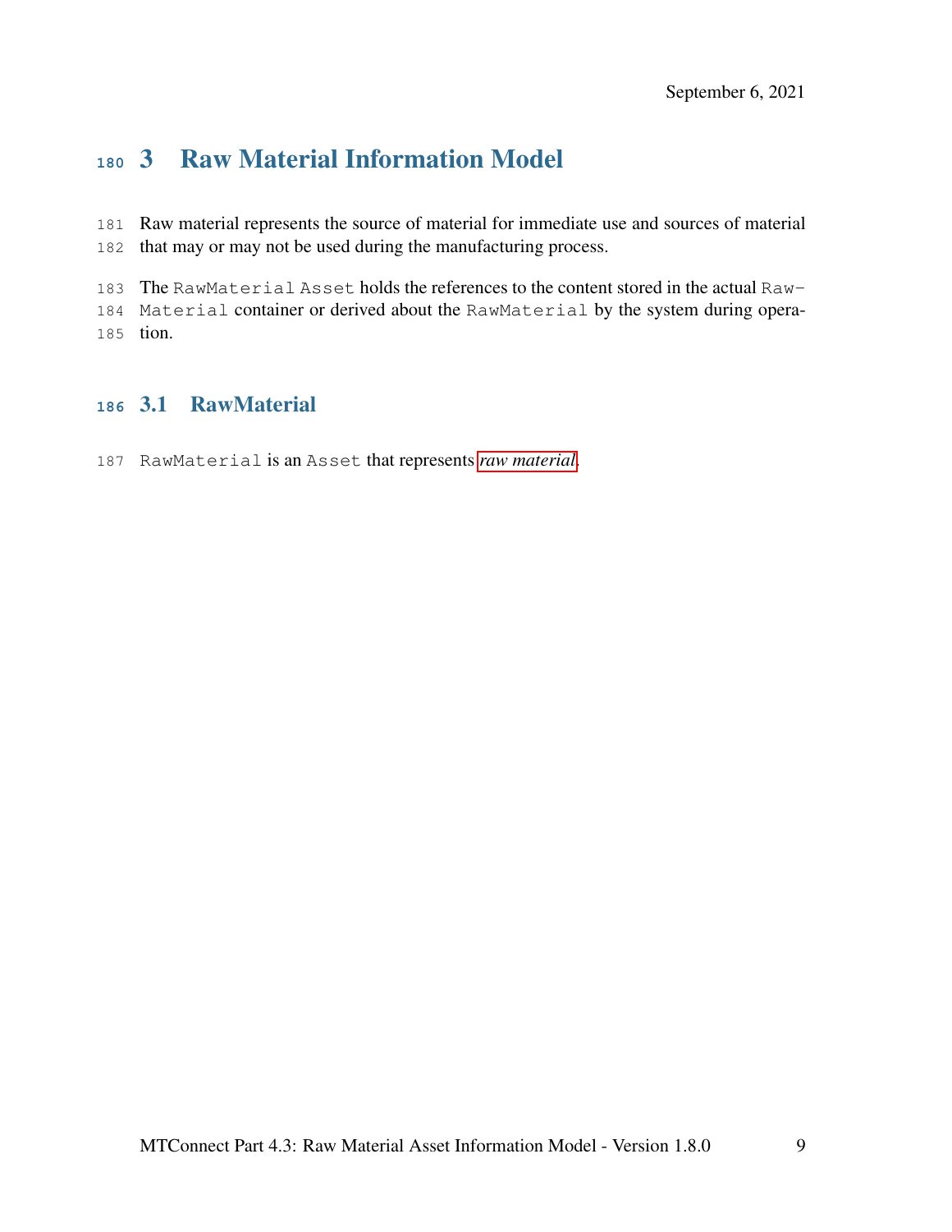# 3 Raw Material Information Model

Raw material represents the source of material for immediate use and sources of material that may or may not be used during the manufacturing process.

The `RawMaterial` `Asset` holds the references to the content stored in the actual `RawMaterial` container or derived about the `RawMaterial` by the system during operation.

## 3.1 RawMaterial

`RawMaterial` is an `Asset` that represents *raw material*.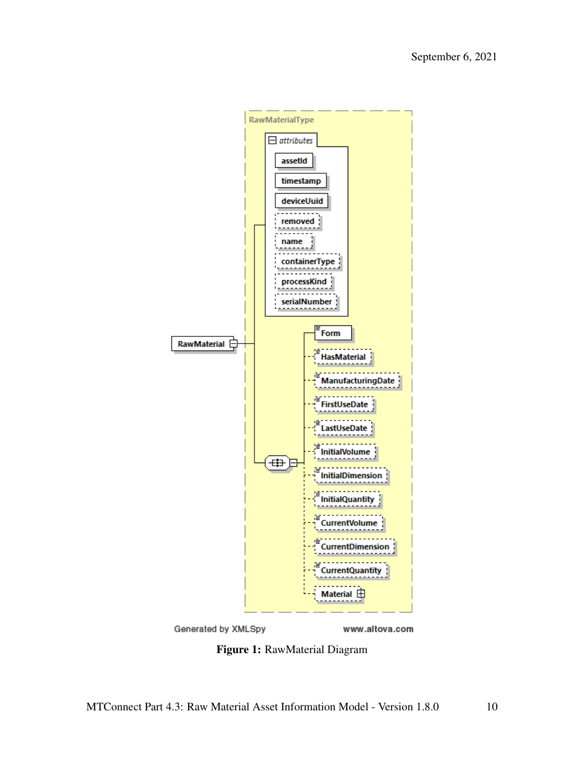**Figure 1:** RawMaterial Diagram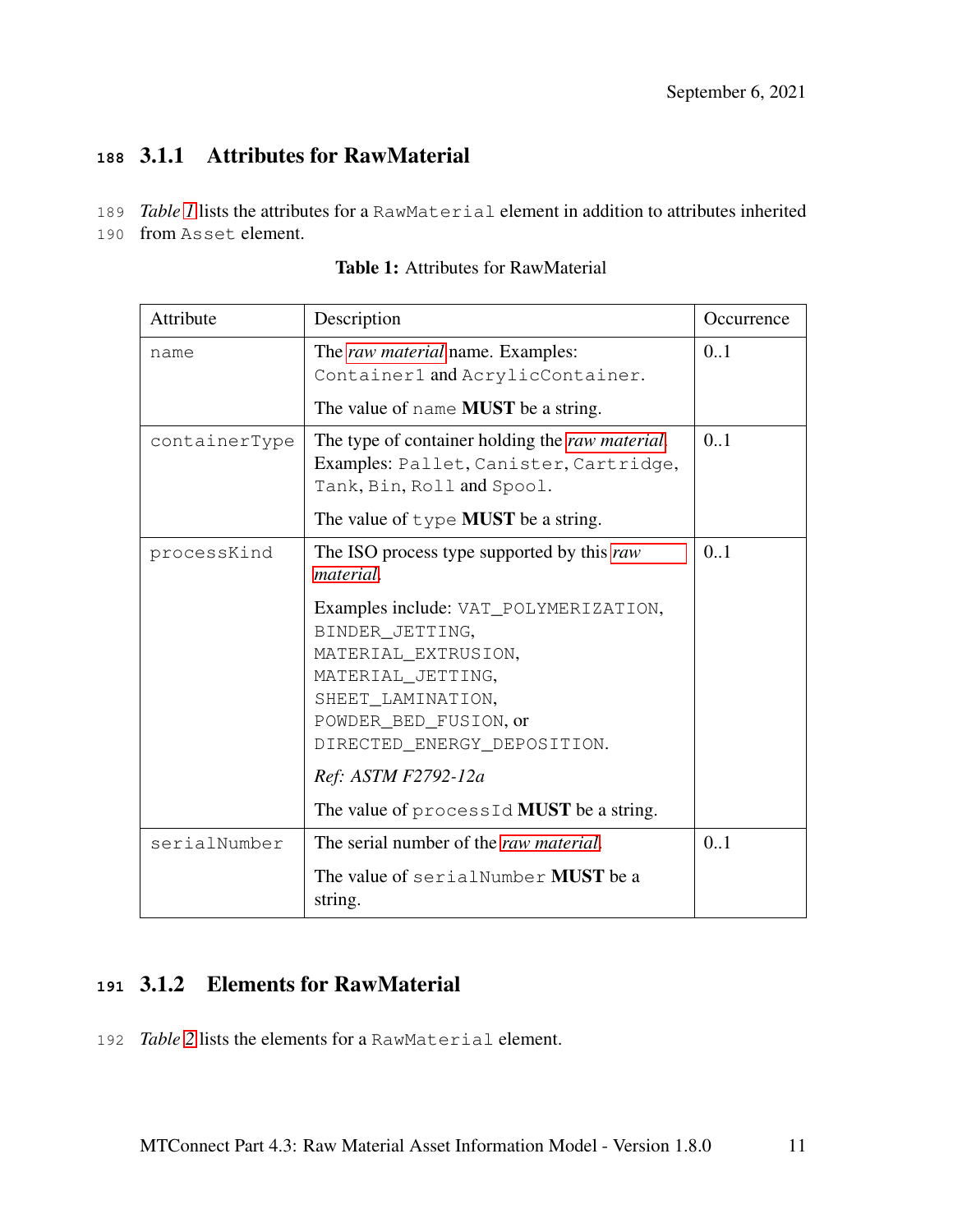### 3.1.1 Attributes for RawMaterial

*Table 1* lists the attributes for a RawMaterial element in addition to attributes inherited from Asset element.

**Table 1:** Attributes for RawMaterial

| Attribute | Description | Occurrence |
|---|---|---|
| name | The *raw material* name. Examples: Container1 and AcrylicContainer.<br><br>The value of name **MUST** be a string. | 0..1 |
| containerType | The type of container holding the *raw material*. Examples: Pallet, Canister, Cartridge, Tank, Bin, Roll and Spool.<br><br>The value of type **MUST** be a string. | 0..1 |
| processKind | The ISO process type supported by this *raw material*.<br><br>Examples include: VAT_POLYMERIZATION, BINDER_JETTING, MATERIAL_EXTRUSION, MATERIAL_JETTING, SHEET_LAMINATION, POWDER_BED_FUSION, or DIRECTED_ENERGY_DEPOSITION.<br><br>*Ref: ASTM F2792-12a*<br><br>The value of processId **MUST** be a string. | 0..1 |
| serialNumber | The serial number of the *raw material*.<br><br>The value of serialNumber **MUST** be a string. | 0..1 |

### 3.1.2 Elements for RawMaterial

*Table 2* lists the elements for a RawMaterial element.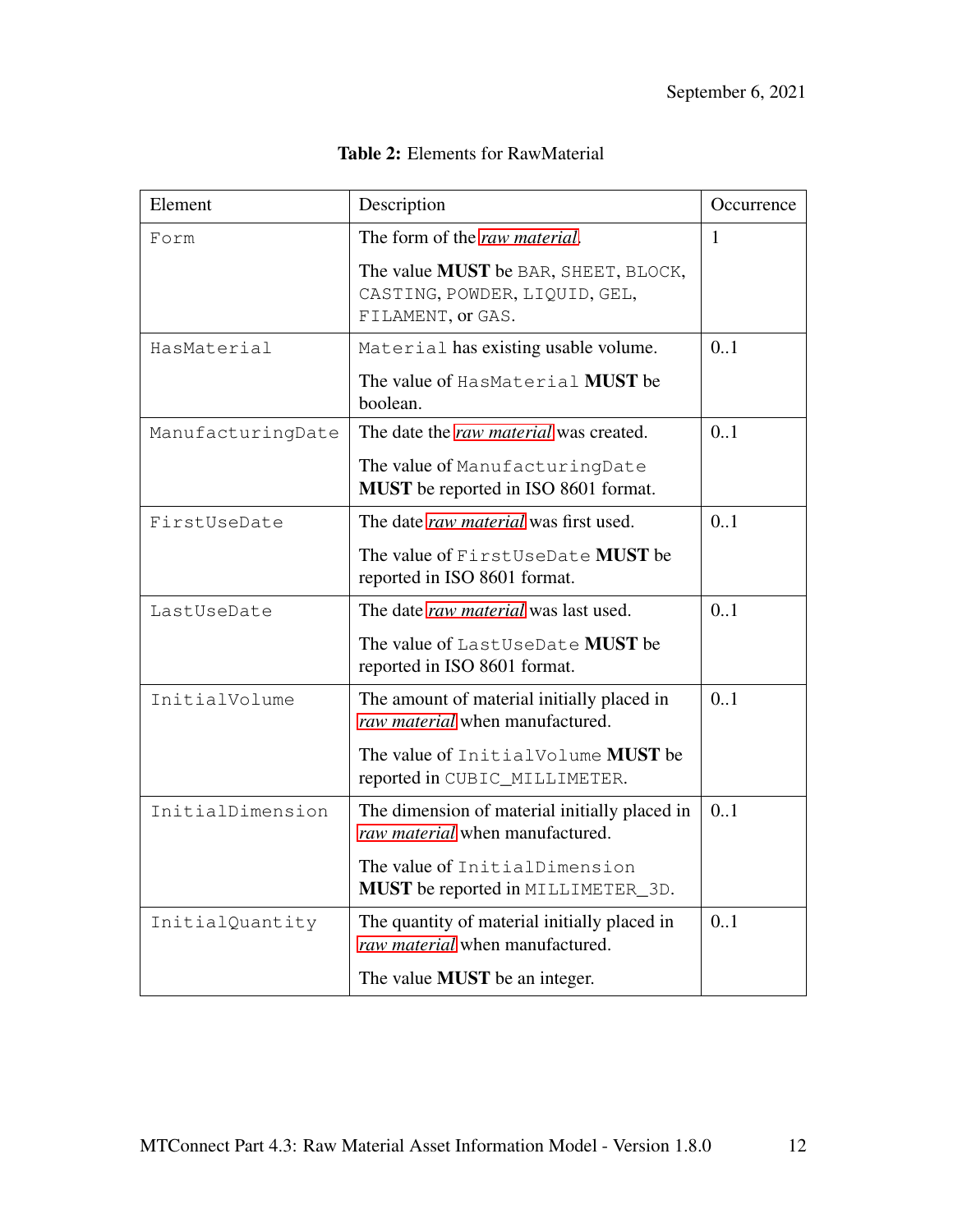**Table 2:** Elements for RawMaterial

| Element | Description | Occurrence |
|---|---|---|
| `Form` | The form of the *raw material*.<br><br>The value **MUST** be `BAR`, `SHEET`, `BLOCK`, `CASTING`, `POWDER`, `LIQUID`, `GEL`, `FILAMENT`, or `GAS`. | 1 |
| `HasMaterial` | `Material` has existing usable volume.<br><br>The value of `HasMaterial` **MUST** be boolean. | 0..1 |
| `ManufacturingDate` | The date the *raw material* was created.<br><br>The value of `ManufacturingDate` **MUST** be reported in ISO 8601 format. | 0..1 |
| `FirstUseDate` | The date *raw material* was first used.<br><br>The value of `FirstUseDate` **MUST** be reported in ISO 8601 format. | 0..1 |
| `LastUseDate` | The date *raw material* was last used.<br><br>The value of `LastUseDate` **MUST** be reported in ISO 8601 format. | 0..1 |
| `InitialVolume` | The amount of material initially placed in *raw material* when manufactured.<br><br>The value of `InitialVolume` **MUST** be reported in `CUBIC_MILLIMETER`. | 0..1 |
| `InitialDimension` | The dimension of material initially placed in *raw material* when manufactured.<br><br>The value of `InitialDimension` **MUST** be reported in `MILLIMETER_3D`. | 0..1 |
| `InitialQuantity` | The quantity of material initially placed in *raw material* when manufactured.<br><br>The value **MUST** be an integer. | 0..1 |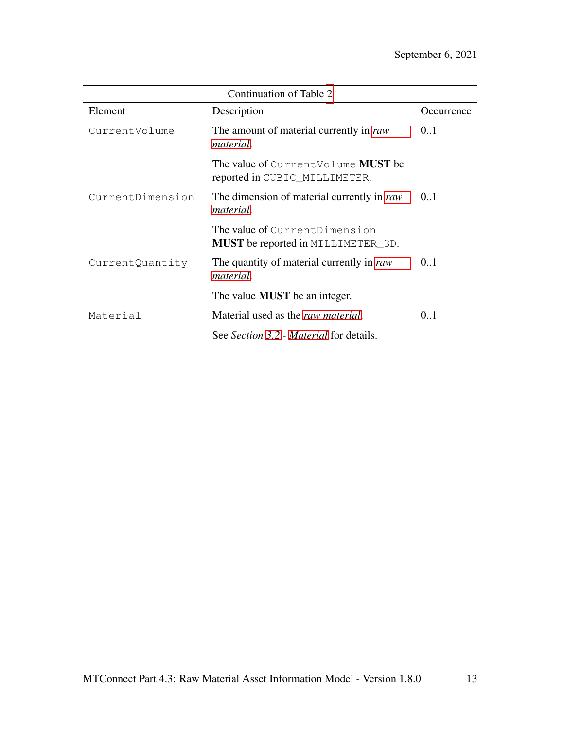Continuation of Table 2

| Element | Description | Occurrence |
| --- | --- | --- |
| `CurrentVolume` | The amount of material currently in *raw material*. The value of `CurrentVolume` **MUST** be reported in `CUBIC_MILLIMETER`. | 0..1 |
| `CurrentDimension` | The dimension of material currently in *raw material*. The value of `CurrentDimension` **MUST** be reported in `MILLIMETER_3D`. | 0..1 |
| `CurrentQuantity` | The quantity of material currently in *raw material*. The value **MUST** be an integer. | 0..1 |
| `Material` | Material used as the *raw material*. See *Section* 3.2 - *Material* for details. | 0..1 |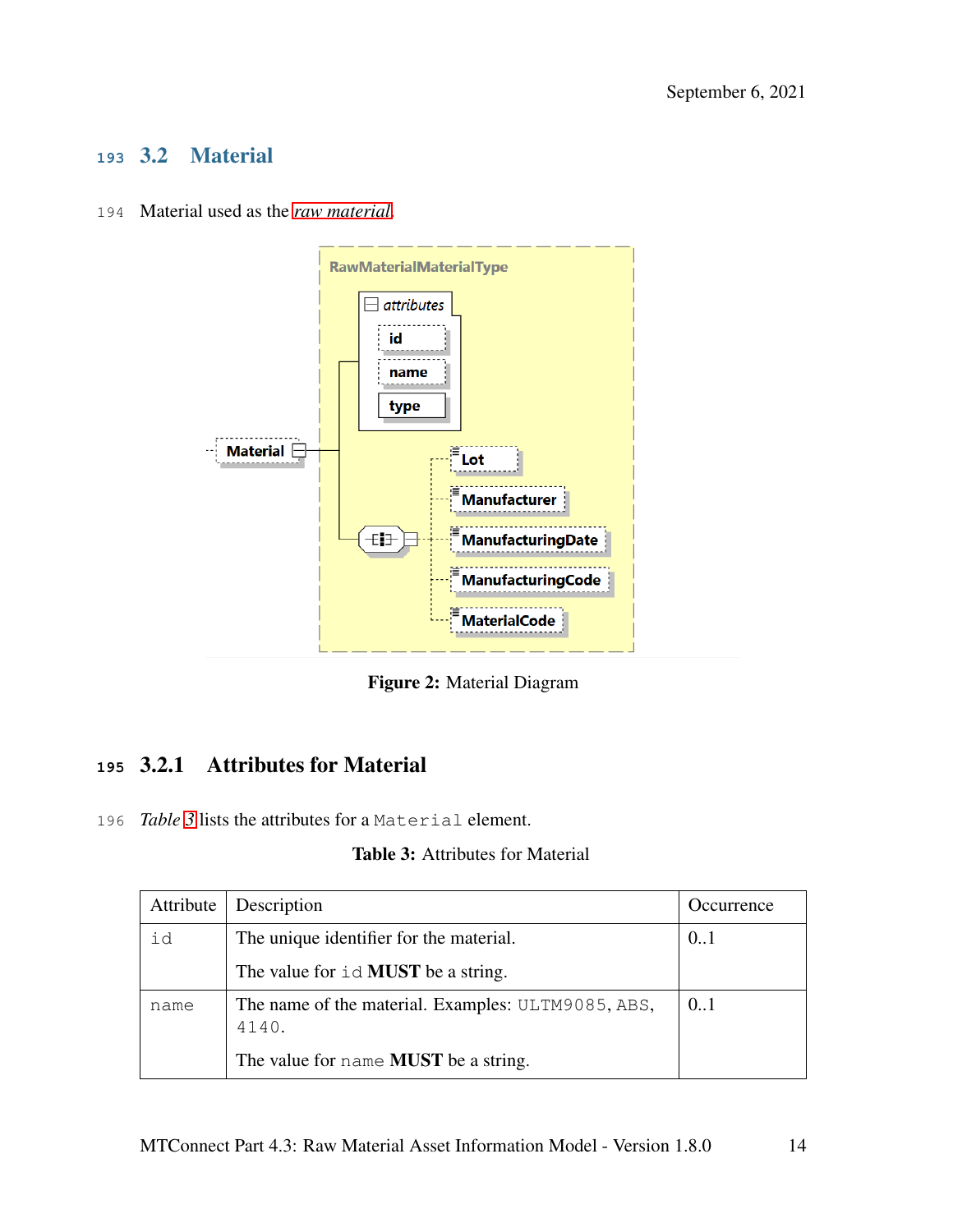## 3.2 Material

Material used as the *raw material*.

Figure 2: Material Diagram

### 3.2.1 Attributes for Material

*Table 3* lists the attributes for a `Material` element.

**Table 3:** Attributes for Material

| Attribute | Description | Occurrence |
|---|---|---|
| `id` | The unique identifier for the material.<br><br>The value for `id` **MUST** be a string. | 0..1 |
| `name` | The name of the material. Examples: `ULTM9085`, `ABS`, `4140`.<br><br>The value for `name` **MUST** be a string. | 0..1 |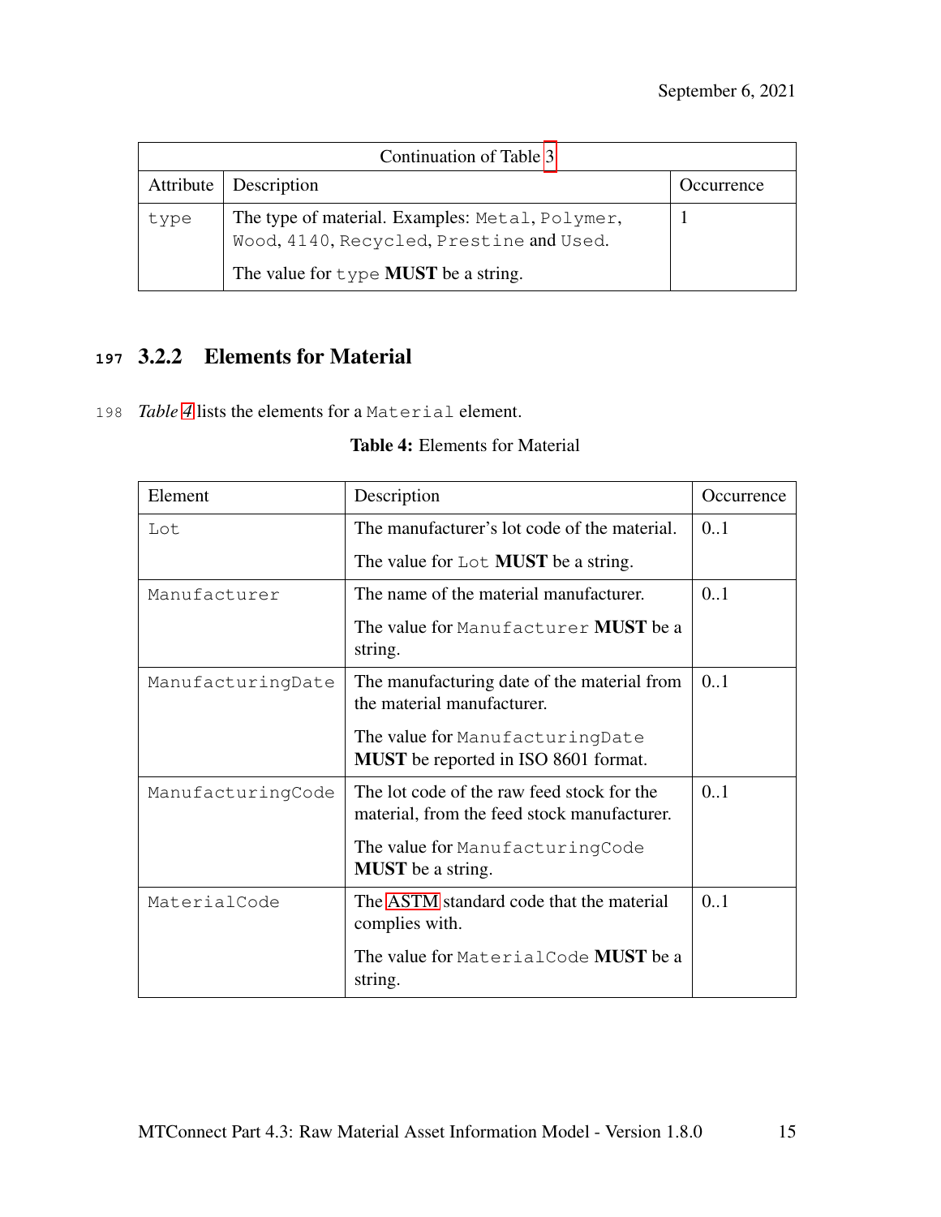| Continuation of Table 3 | | |
|---|---|---|
| Attribute | Description | Occurrence |
| `type` | The type of material. Examples: `Metal`, `Polymer`, `Wood`, `4140`, `Recycled`, `Prestine` and `Used`.<br><br>The value for `type` **MUST** be a string. | 1 |

### 3.2.2 Elements for Material

*Table 4* lists the elements for a `Material` element.

**Table 4:** Elements for Material

| Element | Description | Occurrence |
|---|---|---|
| `Lot` | The manufacturer's lot code of the material.<br><br>The value for `Lot` **MUST** be a string. | 0..1 |
| `Manufacturer` | The name of the material manufacturer.<br><br>The value for `Manufacturer` **MUST** be a string. | 0..1 |
| `ManufacturingDate` | The manufacturing date of the material from the material manufacturer.<br><br>The value for `ManufacturingDate` **MUST** be reported in ISO 8601 format. | 0..1 |
| `ManufacturingCode` | The lot code of the raw feed stock for the material, from the feed stock manufacturer.<br><br>The value for `ManufacturingCode` **MUST** be a string. | 0..1 |
| `MaterialCode` | The ASTM standard code that the material complies with.<br><br>The value for `MaterialCode` **MUST** be a string. | 0..1 |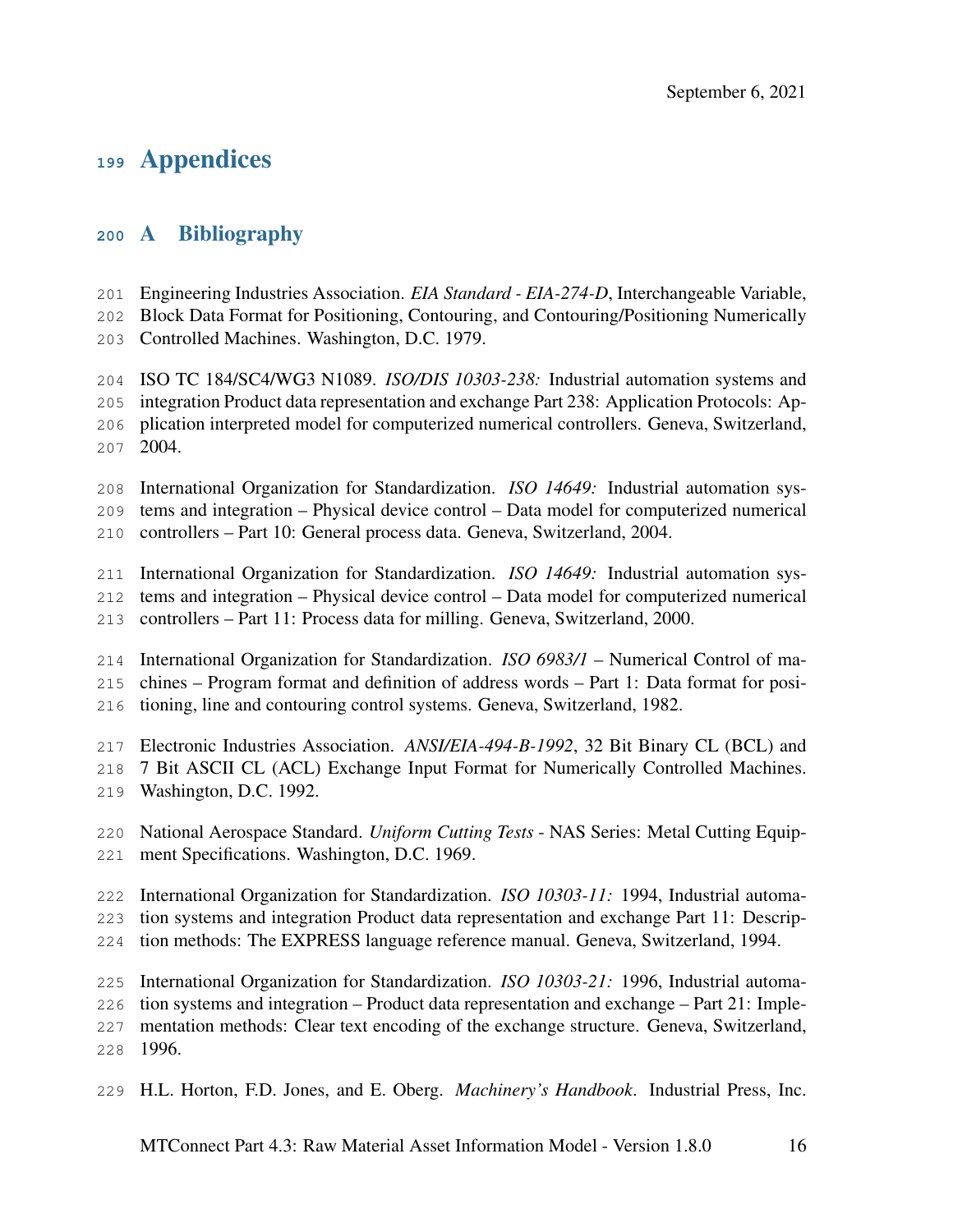# Appendices

## A Bibliography

Engineering Industries Association. *EIA Standard - EIA-274-D*, Interchangeable Variable, Block Data Format for Positioning, Contouring, and Contouring/Positioning Numerically Controlled Machines. Washington, D.C. 1979.

ISO TC 184/SC4/WG3 N1089. *ISO/DIS 10303-238:* Industrial automation systems and integration Product data representation and exchange Part 238: Application Protocols: Application interpreted model for computerized numerical controllers. Geneva, Switzerland, 2004.

International Organization for Standardization. *ISO 14649:* Industrial automation systems and integration – Physical device control – Data model for computerized numerical controllers – Part 10: General process data. Geneva, Switzerland, 2004.

International Organization for Standardization. *ISO 14649:* Industrial automation systems and integration – Physical device control – Data model for computerized numerical controllers – Part 11: Process data for milling. Geneva, Switzerland, 2000.

International Organization for Standardization. *ISO 6983/1* – Numerical Control of machines – Program format and definition of address words – Part 1: Data format for positioning, line and contouring control systems. Geneva, Switzerland, 1982.

Electronic Industries Association. *ANSI/EIA-494-B-1992*, 32 Bit Binary CL (BCL) and 7 Bit ASCII CL (ACL) Exchange Input Format for Numerically Controlled Machines. Washington, D.C. 1992.

National Aerospace Standard. *Uniform Cutting Tests* - NAS Series: Metal Cutting Equipment Specifications. Washington, D.C. 1969.

International Organization for Standardization. *ISO 10303-11:* 1994, Industrial automation systems and integration Product data representation and exchange Part 11: Description methods: The EXPRESS language reference manual. Geneva, Switzerland, 1994.

International Organization for Standardization. *ISO 10303-21:* 1996, Industrial automation systems and integration – Product data representation and exchange – Part 21: Implementation methods: Clear text encoding of the exchange structure. Geneva, Switzerland, 1996.

H.L. Horton, F.D. Jones, and E. Oberg. *Machinery's Handbook*. Industrial Press, Inc.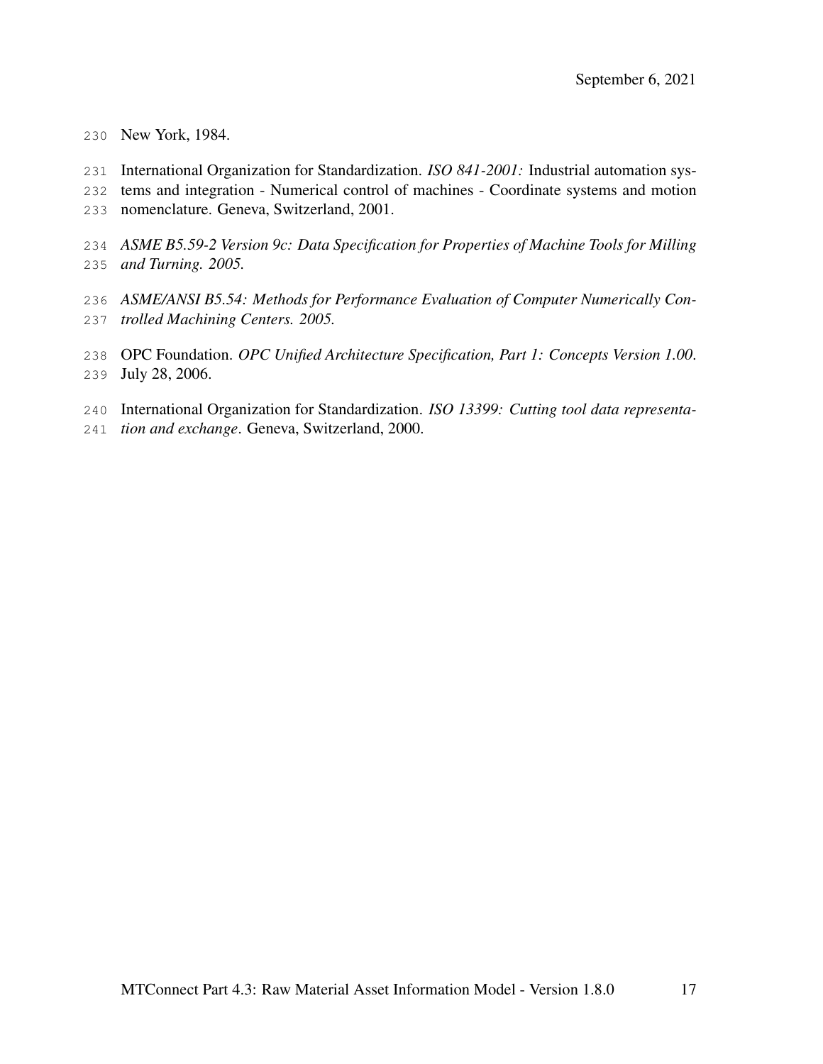New York, 1984.

International Organization for Standardization. *ISO 841-2001:* Industrial automation systems and integration - Numerical control of machines - Coordinate systems and motion nomenclature. Geneva, Switzerland, 2001.

*ASME B5.59-2 Version 9c: Data Specification for Properties of Machine Tools for Milling and Turning. 2005.*

*ASME/ANSI B5.54: Methods for Performance Evaluation of Computer Numerically Controlled Machining Centers. 2005.*

OPC Foundation. *OPC Unified Architecture Specification, Part 1: Concepts Version 1.00*. July 28, 2006.

International Organization for Standardization. *ISO 13399: Cutting tool data representation and exchange*. Geneva, Switzerland, 2000.